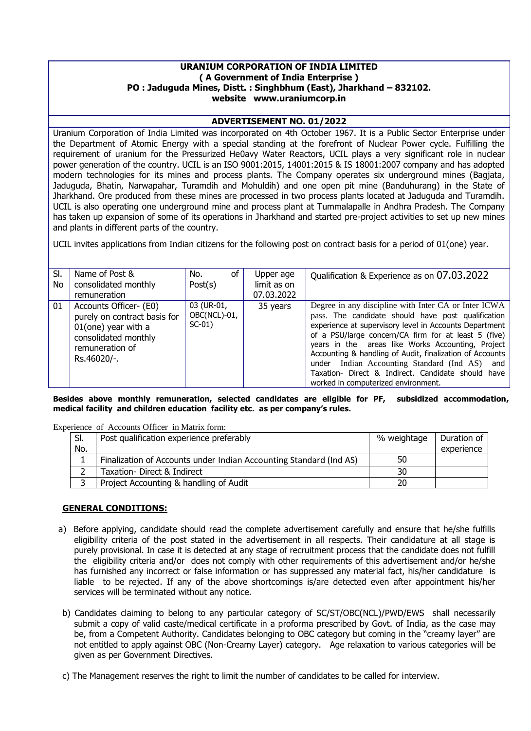# URANIUM CORPORATION OF INDIA LIMITED

**( A Government of India Enterprise )**

**PO : Jaduguda Mines, Distt. : Singhbhum (East), Jharkhand – 832102.**

**website www.uraniumcorp.in**

## ADVERTISEMENT NO. 01/2022

Uranium Corporation of India Limited was incorporated on 4th October 1967. It is a Public Sector Enterprise under the Department of Atomic Energy with a special standing at the forefront of Nuclear Power cycle. Fulfilling the requirement of uranium for the Pressurized He0avy Water Reactors, UCIL plays a very significant role in nuclear power generation of the country. UCIL is an ISO 9001:2015, 14001:2015 & IS 18001:2007 company and has adopted modern technologies for its mines and process plants. The Company operates six underground mines (Bagjata, Jaduguda, Bhatin, Narwapahar, Turamdih and Mohuldih) and one open pit mine (Banduhurang) in the State of Jharkhand. Ore produced from these mines are processed in two process plants located at Jaduguda and Turamdih. UCIL is also operating one underground mine and process plant at Tummalapalle in Andhra Pradesh. The Company has taken up expansion of some of its operations in Jharkhand and started pre-project activities to set up new mines and plants in different parts of the country.

UCIL invites applications from Indian citizens for the following post on contract basis for a period of 01(one) year.

| Sl. No | Name of Post & consolidated monthly remuneration | No. of Post(s) | Upper age limit as on 07.03.2022 | Qualification & Experience as on 07.03.2022 |
|---|---|---|---|---|
| 01 | Accounts Officer- (E0) purely on contract basis for 01(one) year with a consolidated monthly remuneration of Rs.46020/-. | 03 (UR-01, OBC(NCL)-01, SC-01) | 35 years | Degree in any discipline with Inter CA or Inter ICWA pass. The candidate should have post qualification experience at supervisory level in Accounts Department of a PSU/large concern/CA firm for at least 5 (five) years in the areas like Works Accounting, Project Accounting & handling of Audit, finalization of Accounts under Indian Accounting Standard (Ind AS) and Taxation- Direct & Indirect. Candidate should have worked in computerized environment. |

**Besides above monthly remuneration, selected candidates are eligible for PF, subsidized accommodation, medical facility and children education facility etc. as per company's rules.**

Experience of Accounts Officer in Matrix form:

| Sl. No. | Post qualification experience preferably | % weightage | Duration of experience |
|---|---|---|---|
| 1 | Finalization of Accounts under Indian Accounting Standard (Ind AS) | 50 | |
| 2 | Taxation- Direct & Indirect | 30 | |
| 3 | Project Accounting & handling of Audit | 20 | |

## GENERAL CONDITIONS:

a) Before applying, candidate should read the complete advertisement carefully and ensure that he/she fulfills eligibility criteria of the post stated in the advertisement in all respects. Their candidature at all stage is purely provisional. In case it is detected at any stage of recruitment process that the candidate does not fulfill the eligibility criteria and/or does not comply with other requirements of this advertisement and/or he/she has furnished any incorrect or false information or has suppressed any material fact, his/her candidature is liable to be rejected. If any of the above shortcomings is/are detected even after appointment his/her services will be terminated without any notice.

b) Candidates claiming to belong to any particular category of SC/ST/OBC(NCL)/PWD/EWS shall necessarily submit a copy of valid caste/medical certificate in a proforma prescribed by Govt. of India, as the case may be, from a Competent Authority. Candidates belonging to OBC category but coming in the "creamy layer" are not entitled to apply against OBC (Non-Creamy Layer) category. Age relaxation to various categories will be given as per Government Directives.

c) The Management reserves the right to limit the number of candidates to be called for interview.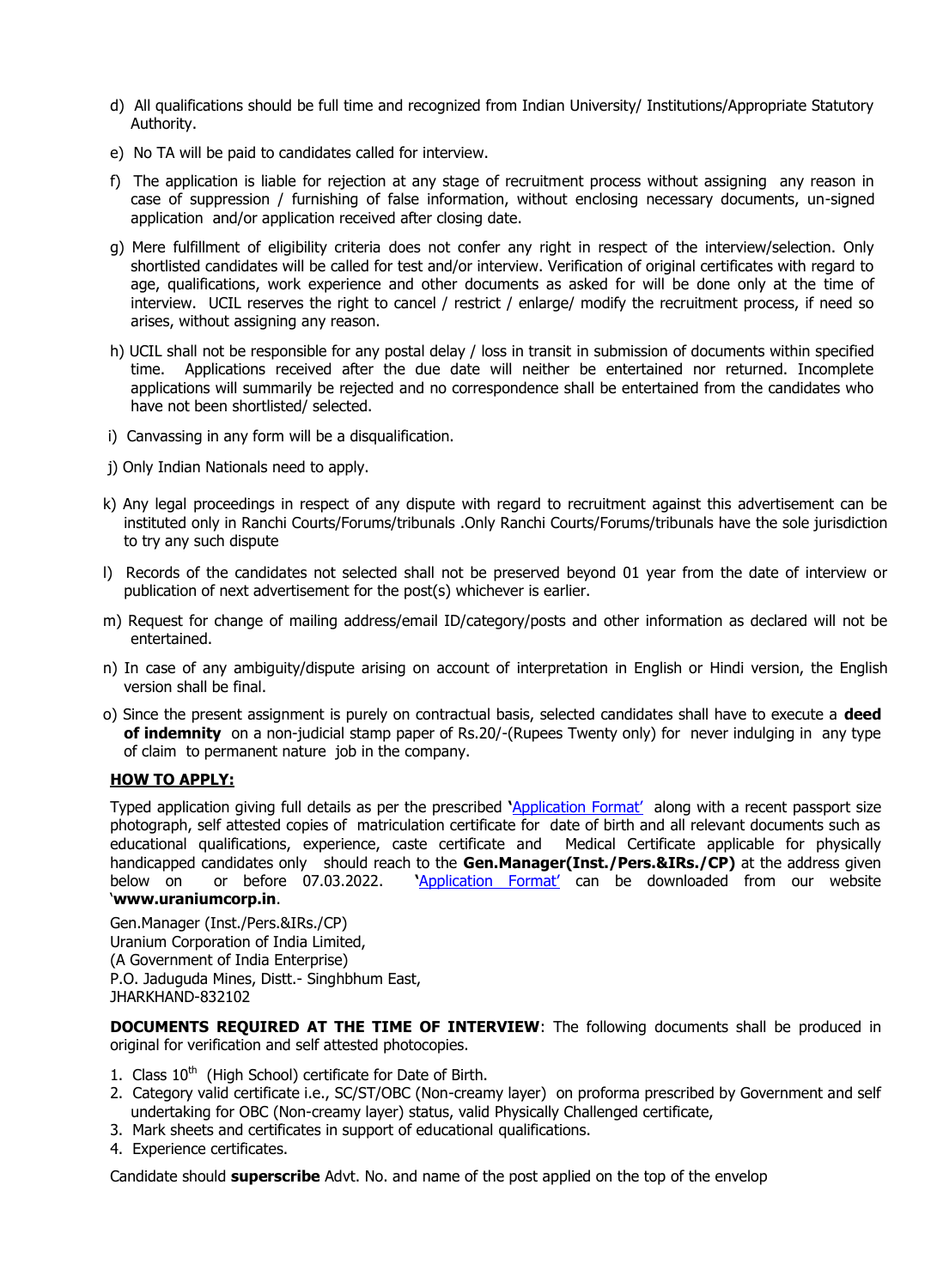d) All qualifications should be full time and recognized from Indian University/ Institutions/Appropriate Statutory Authority.

e) No TA will be paid to candidates called for interview.

f) The application is liable for rejection at any stage of recruitment process without assigning any reason in case of suppression / furnishing of false information, without enclosing necessary documents, un-signed application and/or application received after closing date.

g) Mere fulfillment of eligibility criteria does not confer any right in respect of the interview/selection. Only shortlisted candidates will be called for test and/or interview. Verification of original certificates with regard to age, qualifications, work experience and other documents as asked for will be done only at the time of interview. UCIL reserves the right to cancel / restrict / enlarge/ modify the recruitment process, if need so arises, without assigning any reason.

h) UCIL shall not be responsible for any postal delay / loss in transit in submission of documents within specified time. Applications received after the due date will neither be entertained nor returned. Incomplete applications will summarily be rejected and no correspondence shall be entertained from the candidates who have not been shortlisted/ selected.

i) Canvassing in any form will be a disqualification.

j) Only Indian Nationals need to apply.

k) Any legal proceedings in respect of any dispute with regard to recruitment against this advertisement can be instituted only in Ranchi Courts/Forums/tribunals .Only Ranchi Courts/Forums/tribunals have the sole jurisdiction to try any such dispute

l) Records of the candidates not selected shall not be preserved beyond 01 year from the date of interview or publication of next advertisement for the post(s) whichever is earlier.

m) Request for change of mailing address/email ID/category/posts and other information as declared will not be entertained.

n) In case of any ambiguity/dispute arising on account of interpretation in English or Hindi version, the English version shall be final.

o) Since the present assignment is purely on contractual basis, selected candidates shall have to execute a **deed of indemnity** on a non-judicial stamp paper of Rs.20/-(Rupees Twenty only) for never indulging in any type of claim to permanent nature job in the company.

**HOW TO APPLY:**

Typed application giving full details as per the prescribed **'**Application Format' along with a recent passport size photograph, self attested copies of matriculation certificate for date of birth and all relevant documents such as educational qualifications, experience, caste certificate and Medical Certificate applicable for physically handicapped candidates only should reach to the **Gen.Manager(Inst./Pers.&IRs./CP)** at the address given below on or before 07.03.2022. **'**Application Format' can be downloaded from our website '**www.uraniumcorp.in**.

Gen.Manager (Inst./Pers.&IRs./CP)
Uranium Corporation of India Limited,
(A Government of India Enterprise)
P.O. Jaduguda Mines, Distt.- Singhbhum East,
JHARKHAND-832102

**DOCUMENTS REQUIRED AT THE TIME OF INTERVIEW**: The following documents shall be produced in original for verification and self attested photocopies.

1. Class 10th (High School) certificate for Date of Birth.
2. Category valid certificate i.e., SC/ST/OBC (Non-creamy layer) on proforma prescribed by Government and self undertaking for OBC (Non-creamy layer) status, valid Physically Challenged certificate,
3. Mark sheets and certificates in support of educational qualifications.
4. Experience certificates.

Candidate should **superscribe** Advt. No. and name of the post applied on the top of the envelop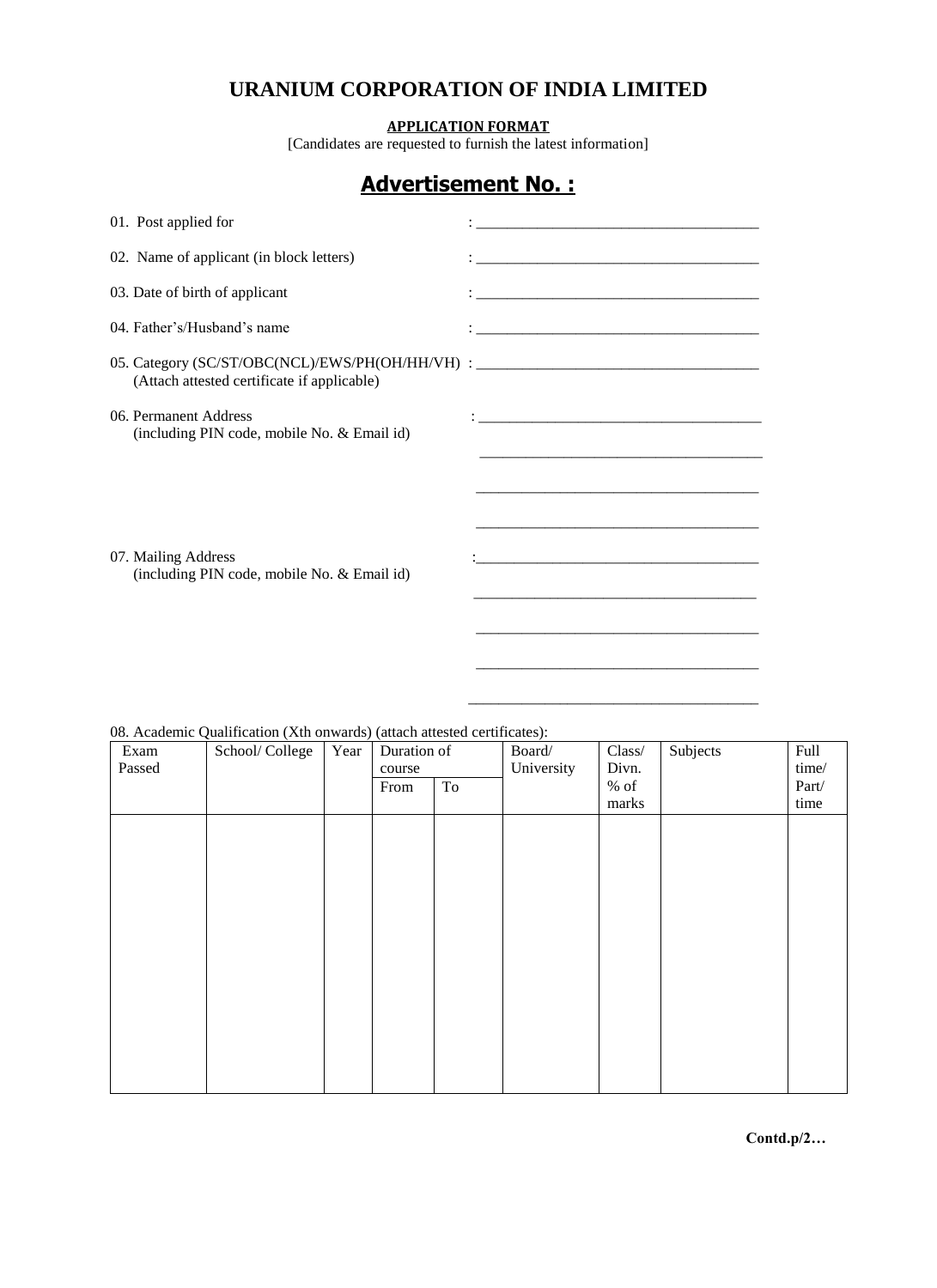# URANIUM CORPORATION OF INDIA LIMITED

**APPLICATION FORMAT**

[Candidates are requested to furnish the latest information]

## Advertisement No. :

01. Post applied for : ____________________________________

02. Name of applicant (in block letters) : ____________________________________

03. Date of birth of applicant : ____________________________________

04. Father's/Husband's name : ____________________________________

05. Category (SC/ST/OBC(NCL)/EWS/PH(OH/HH/VH) : ____________________________________
    (Attach attested certificate if applicable)

06. Permanent Address : ____________________________________
    (including PIN code, mobile No. & Email id)
    ____________________________________
    ____________________________________
    ____________________________________

07. Mailing Address : ____________________________________
    (including PIN code, mobile No. & Email id)
    ____________________________________
    ____________________________________
    ____________________________________
    ____________________________________

08. Academic Qualification (Xth onwards) (attach attested certificates):

| Exam Passed | School/ College | Year | Duration of course | | Board/ University | Class/ Divn. % of marks | Subjects | Full time/ Part/ time |
|---|---|---|---|---|---|---|---|---|
| | | | From | To | | | | |
| | | | | | | | | |

**Contd.p/2…**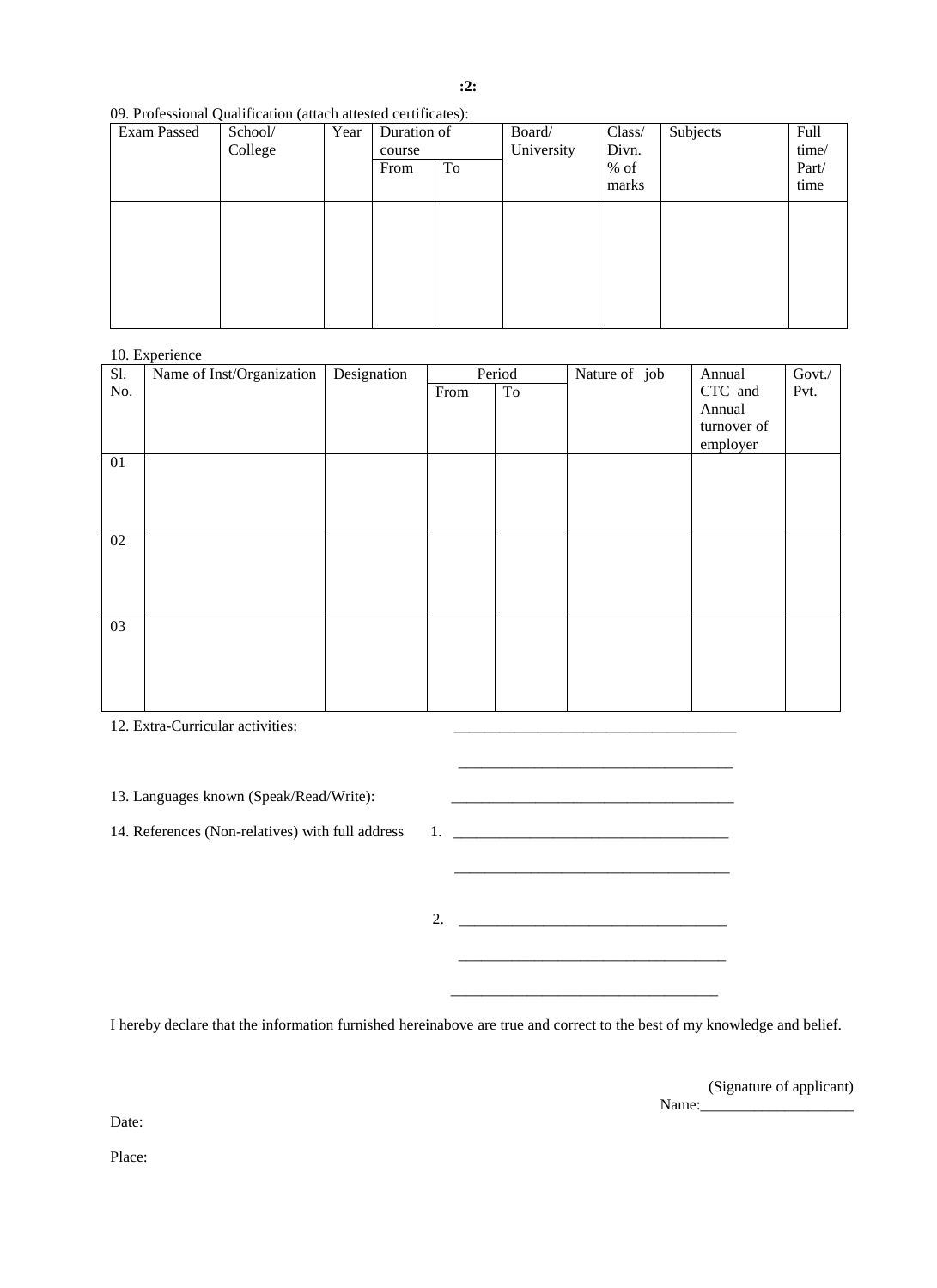09. Professional Qualification (attach attested certificates):

| Exam Passed | School/ College | Year | Duration of course | | Board/ University | Class/ Divn. % of marks | Subjects | Full time/ Part/ time |
|---|---|---|---|---|---|---|---|---|
| | | | From | To | | | | |
| | | | | | | | | |

10. Experience

| Sl. No. | Name of Inst/Organization | Designation | Period | | Nature of job | Annual CTC and Annual turnover of employer | Govt./ Pvt. |
|---|---|---|---|---|---|---|---|
| | | | From | To | | | |
| 01 | | | | | | | |
| 02 | | | | | | | |
| 03 | | | | | | | |

12. Extra-Curricular activities: ______________________________________

______________________________________

13. Languages known (Speak/Read/Write): ______________________________________

14. References (Non-relatives) with full address 1. ______________________________________

______________________________________

2. ______________________________________

______________________________________

______________________________________

I hereby declare that the information furnished hereinabove are true and correct to the best of my knowledge and belief.

(Signature of applicant)

Name:____________________

Date:

Place: